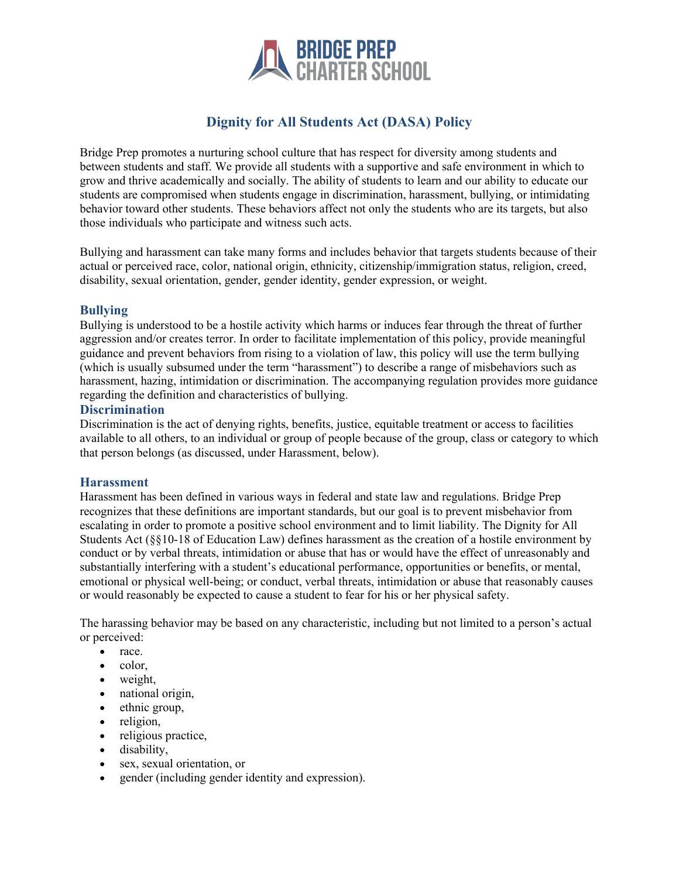# BRIDGE PREP CHARTER SCHOOL

## Dignity for All Students Act (DASA) Policy

Bridge Prep promotes a nurturing school culture that has respect for diversity among students and between students and staff. We provide all students with a supportive and safe environment in which to grow and thrive academically and socially. The ability of students to learn and our ability to educate our students are compromised when students engage in discrimination, harassment, bullying, or intimidating behavior toward other students. These behaviors affect not only the students who are its targets, but also those individuals who participate and witness such acts.

Bullying and harassment can take many forms and includes behavior that targets students because of their actual or perceived race, color, national origin, ethnicity, citizenship/immigration status, religion, creed, disability, sexual orientation, gender, gender identity, gender expression, or weight.

### Bullying

Bullying is understood to be a hostile activity which harms or induces fear through the threat of further aggression and/or creates terror. In order to facilitate implementation of this policy, provide meaningful guidance and prevent behaviors from rising to a violation of law, this policy will use the term bullying (which is usually subsumed under the term "harassment") to describe a range of misbehaviors such as harassment, hazing, intimidation or discrimination. The accompanying regulation provides more guidance regarding the definition and characteristics of bullying.

### Discrimination

Discrimination is the act of denying rights, benefits, justice, equitable treatment or access to facilities available to all others, to an individual or group of people because of the group, class or category to which that person belongs (as discussed, under Harassment, below).

### Harassment

Harassment has been defined in various ways in federal and state law and regulations. Bridge Prep recognizes that these definitions are important standards, but our goal is to prevent misbehavior from escalating in order to promote a positive school environment and to limit liability. The Dignity for All Students Act (§§10-18 of Education Law) defines harassment as the creation of a hostile environment by conduct or by verbal threats, intimidation or abuse that has or would have the effect of unreasonably and substantially interfering with a student's educational performance, opportunities or benefits, or mental, emotional or physical well-being; or conduct, verbal threats, intimidation or abuse that reasonably causes or would reasonably be expected to cause a student to fear for his or her physical safety.

The harassing behavior may be based on any characteristic, including but not limited to a person's actual or perceived:

- race.
- color,
- weight,
- national origin,
- ethnic group,
- religion,
- religious practice,
- disability,
- sex, sexual orientation, or
- gender (including gender identity and expression).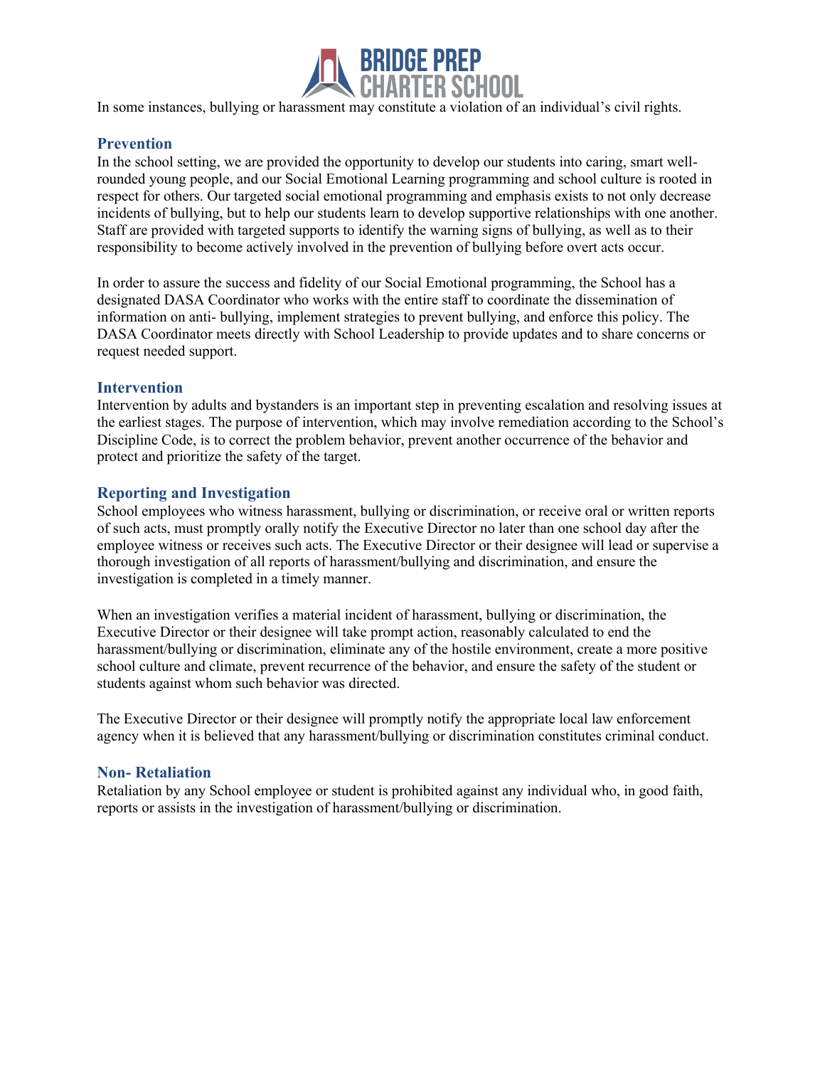In some instances, bullying or harassment may constitute a violation of an individual's civil rights.

## Prevention

In the school setting, we are provided the opportunity to develop our students into caring, smart well-rounded young people, and our Social Emotional Learning programming and school culture is rooted in respect for others. Our targeted social emotional programming and emphasis exists to not only decrease incidents of bullying, but to help our students learn to develop supportive relationships with one another. Staff are provided with targeted supports to identify the warning signs of bullying, as well as to their responsibility to become actively involved in the prevention of bullying before overt acts occur.

In order to assure the success and fidelity of our Social Emotional programming, the School has a designated DASA Coordinator who works with the entire staff to coordinate the dissemination of information on anti- bullying, implement strategies to prevent bullying, and enforce this policy. The DASA Coordinator meets directly with School Leadership to provide updates and to share concerns or request needed support.

## Intervention

Intervention by adults and bystanders is an important step in preventing escalation and resolving issues at the earliest stages. The purpose of intervention, which may involve remediation according to the School's Discipline Code, is to correct the problem behavior, prevent another occurrence of the behavior and protect and prioritize the safety of the target.

## Reporting and Investigation

School employees who witness harassment, bullying or discrimination, or receive oral or written reports of such acts, must promptly orally notify the Executive Director no later than one school day after the employee witness or receives such acts. The Executive Director or their designee will lead or supervise a thorough investigation of all reports of harassment/bullying and discrimination, and ensure the investigation is completed in a timely manner.

When an investigation verifies a material incident of harassment, bullying or discrimination, the Executive Director or their designee will take prompt action, reasonably calculated to end the harassment/bullying or discrimination, eliminate any of the hostile environment, create a more positive school culture and climate, prevent recurrence of the behavior, and ensure the safety of the student or students against whom such behavior was directed.

The Executive Director or their designee will promptly notify the appropriate local law enforcement agency when it is believed that any harassment/bullying or discrimination constitutes criminal conduct.

## Non- Retaliation

Retaliation by any School employee or student is prohibited against any individual who, in good faith, reports or assists in the investigation of harassment/bullying or discrimination.